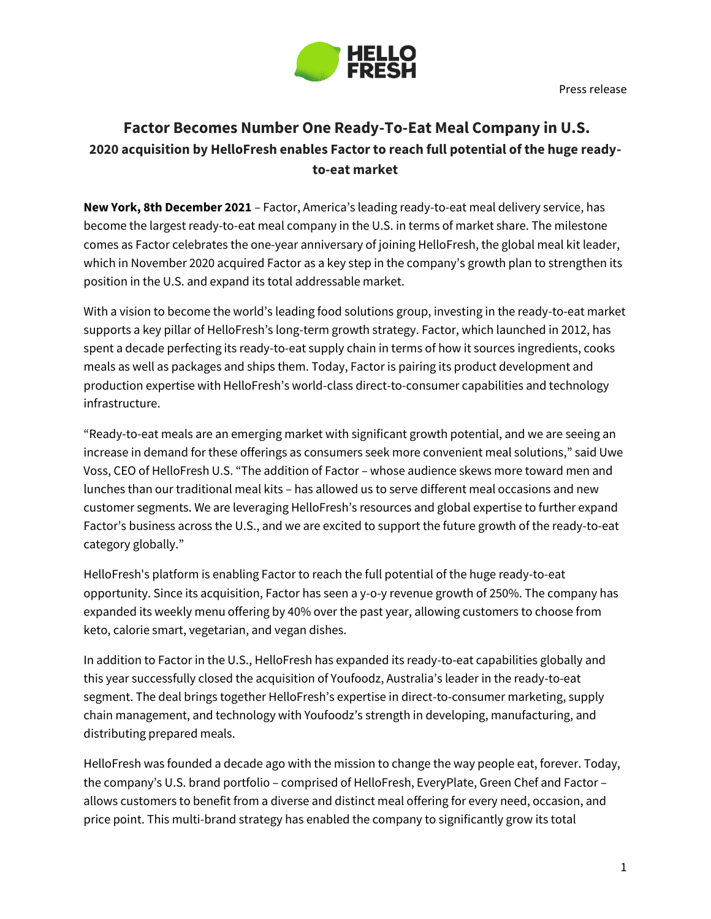Press release

# Factor Becomes Number One Ready-To-Eat Meal Company in U.S.

## 2020 acquisition by HelloFresh enables Factor to reach full potential of the huge ready-to-eat market

**New York, 8th December 2021** – Factor, America's leading ready-to-eat meal delivery service, has become the largest ready-to-eat meal company in the U.S. in terms of market share. The milestone comes as Factor celebrates the one-year anniversary of joining HelloFresh, the global meal kit leader, which in November 2020 acquired Factor as a key step in the company's growth plan to strengthen its position in the U.S. and expand its total addressable market.

With a vision to become the world's leading food solutions group, investing in the ready-to-eat market supports a key pillar of HelloFresh's long-term growth strategy. Factor, which launched in 2012, has spent a decade perfecting its ready-to-eat supply chain in terms of how it sources ingredients, cooks meals as well as packages and ships them. Today, Factor is pairing its product development and production expertise with HelloFresh's world-class direct-to-consumer capabilities and technology infrastructure.

"Ready-to-eat meals are an emerging market with significant growth potential, and we are seeing an increase in demand for these offerings as consumers seek more convenient meal solutions," said Uwe Voss, CEO of HelloFresh U.S. "The addition of Factor – whose audience skews more toward men and lunches than our traditional meal kits – has allowed us to serve different meal occasions and new customer segments. We are leveraging HelloFresh's resources and global expertise to further expand Factor's business across the U.S., and we are excited to support the future growth of the ready-to-eat category globally."

HelloFresh's platform is enabling Factor to reach the full potential of the huge ready-to-eat opportunity. Since its acquisition, Factor has seen a y-o-y revenue growth of 250%. The company has expanded its weekly menu offering by 40% over the past year, allowing customers to choose from keto, calorie smart, vegetarian, and vegan dishes.

In addition to Factor in the U.S., HelloFresh has expanded its ready-to-eat capabilities globally and this year successfully closed the acquisition of Youfoodz, Australia's leader in the ready-to-eat segment. The deal brings together HelloFresh's expertise in direct-to-consumer marketing, supply chain management, and technology with Youfoodz's strength in developing, manufacturing, and distributing prepared meals.

HelloFresh was founded a decade ago with the mission to change the way people eat, forever. Today, the company's U.S. brand portfolio – comprised of HelloFresh, EveryPlate, Green Chef and Factor – allows customers to benefit from a diverse and distinct meal offering for every need, occasion, and price point. This multi-brand strategy has enabled the company to significantly grow its total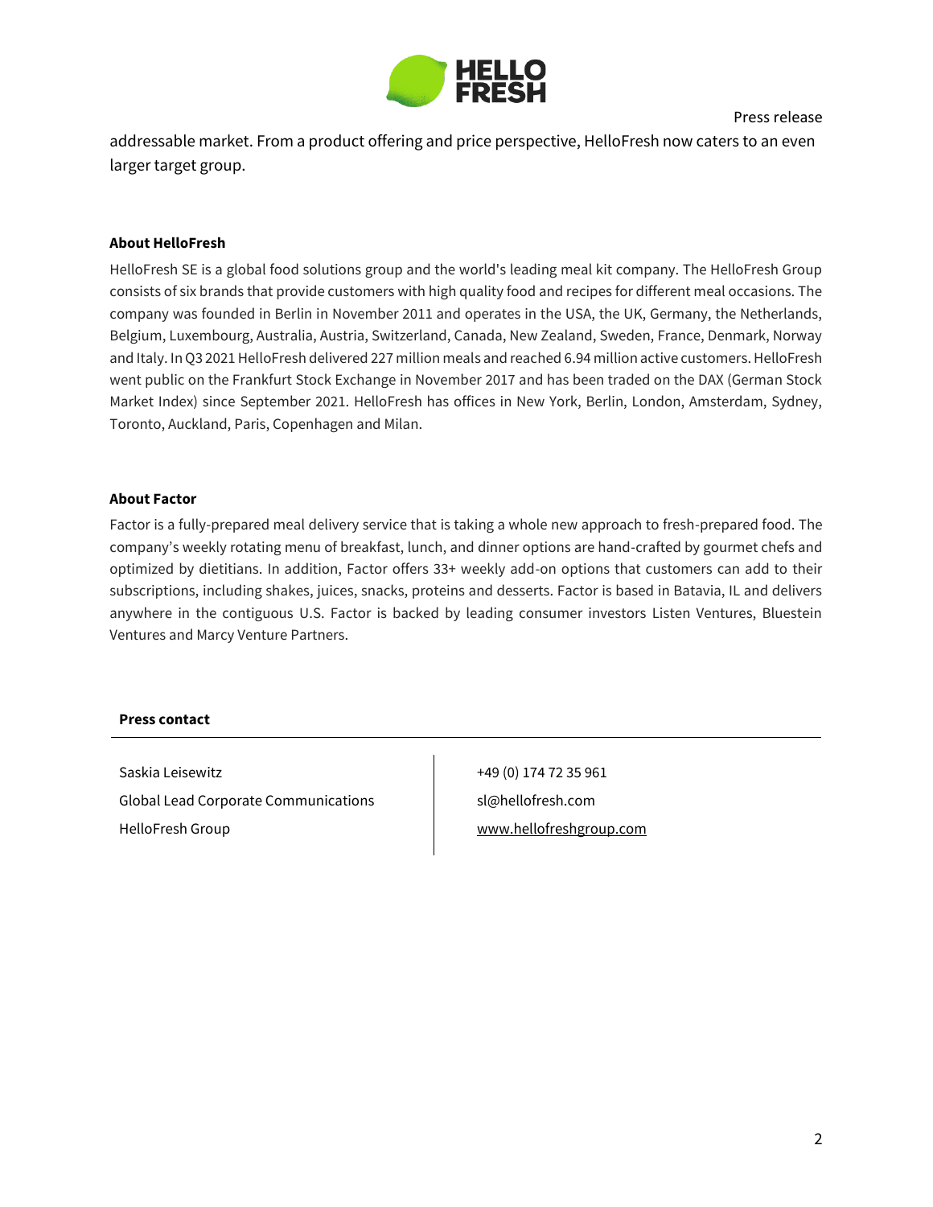addressable market. From a product offering and price perspective, HelloFresh now caters to an even larger target group.

**About HelloFresh**

HelloFresh SE is a global food solutions group and the world's leading meal kit company. The HelloFresh Group consists of six brands that provide customers with high quality food and recipes for different meal occasions. The company was founded in Berlin in November 2011 and operates in the USA, the UK, Germany, the Netherlands, Belgium, Luxembourg, Australia, Austria, Switzerland, Canada, New Zealand, Sweden, France, Denmark, Norway and Italy. In Q3 2021 HelloFresh delivered 227 million meals and reached 6.94 million active customers. HelloFresh went public on the Frankfurt Stock Exchange in November 2017 and has been traded on the DAX (German Stock Market Index) since September 2021. HelloFresh has offices in New York, Berlin, London, Amsterdam, Sydney, Toronto, Auckland, Paris, Copenhagen and Milan.

**About Factor**

Factor is a fully-prepared meal delivery service that is taking a whole new approach to fresh-prepared food. The company's weekly rotating menu of breakfast, lunch, and dinner options are hand-crafted by gourmet chefs and optimized by dietitians. In addition, Factor offers 33+ weekly add-on options that customers can add to their subscriptions, including shakes, juices, snacks, proteins and desserts. Factor is based in Batavia, IL and delivers anywhere in the contiguous U.S. Factor is backed by leading consumer investors Listen Ventures, Bluestein Ventures and Marcy Venture Partners.

**Press contact**

| | |
|---|---|
| Saskia Leisewitz | +49 (0) 174 72 35 961 |
| Global Lead Corporate Communications | sl@hellofresh.com |
| HelloFresh Group | www.hellofreshgroup.com |